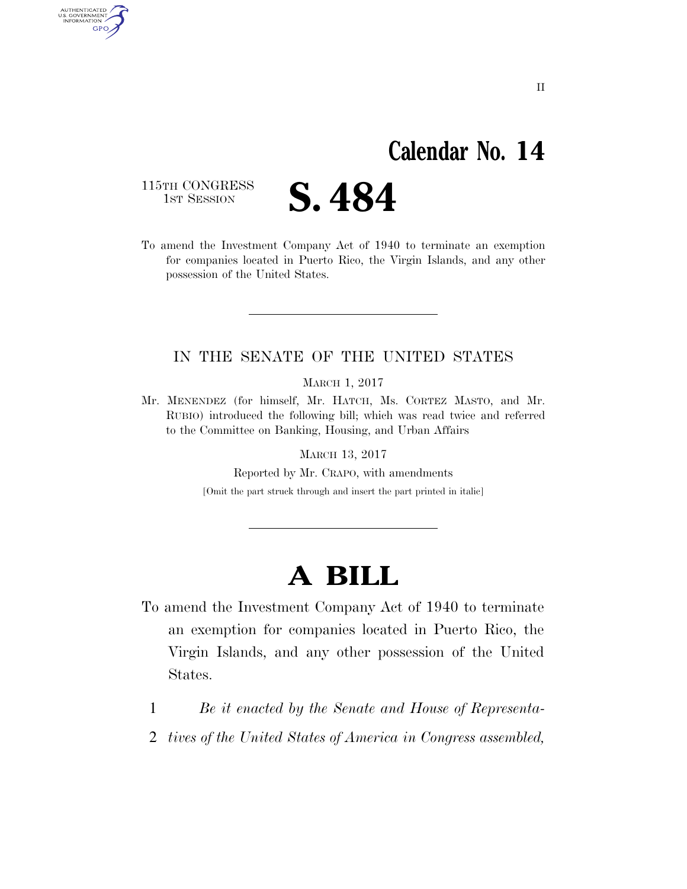# Calendar No. 14

115TH CONGRESS
1ST SESSION

# S. 484

To amend the Investment Company Act of 1940 to terminate an exemption for companies located in Puerto Rico, the Virgin Islands, and any other possession of the United States.

---

## IN THE SENATE OF THE UNITED STATES

MARCH 1, 2017

Mr. MENENDEZ (for himself, Mr. HATCH, Ms. CORTEZ MASTO, and Mr. RUBIO) introduced the following bill; which was read twice and referred to the Committee on Banking, Housing, and Urban Affairs

MARCH 13, 2017

Reported by Mr. CRAPO, with amendments

[Omit the part struck through and insert the part printed in italic]

---

# A BILL

To amend the Investment Company Act of 1940 to terminate an exemption for companies located in Puerto Rico, the Virgin Islands, and any other possession of the United States.

1 *Be it enacted by the Senate and House of Representa-*
2 *tives of the United States of America in Congress assembled,*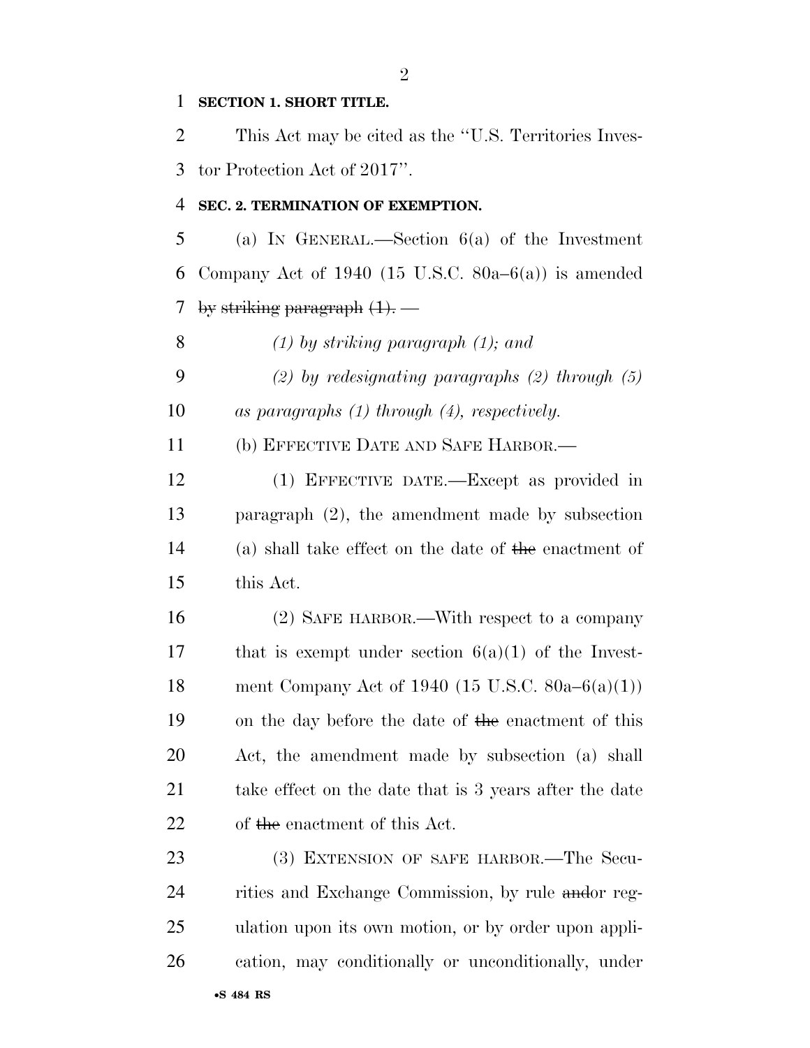**SECTION 1. SHORT TITLE.**

This Act may be cited as the ''U.S. Territories Investor Protection Act of 2017''.

**SEC. 2. TERMINATION OF EXEMPTION.**

(a) IN GENERAL.—Section 6(a) of the Investment Company Act of 1940 (15 U.S.C. 80a–6(a)) is amended ~~by striking paragraph (1).~~ —

*(1) by striking paragraph (1); and*

*(2) by redesignating paragraphs (2) through (5) as paragraphs (1) through (4), respectively.*

(b) EFFECTIVE DATE AND SAFE HARBOR.—

(1) EFFECTIVE DATE.—Except as provided in paragraph (2), the amendment made by subsection (a) shall take effect on the date of ~~the~~ enactment of this Act.

(2) SAFE HARBOR.—With respect to a company that is exempt under section 6(a)(1) of the Investment Company Act of 1940 (15 U.S.C. 80a–6(a)(1)) on the day before the date of ~~the~~ enactment of this Act, the amendment made by subsection (a) shall take effect on the date that is 3 years after the date of ~~the~~ enactment of this Act.

(3) EXTENSION OF SAFE HARBOR.—The Securities and Exchange Commission, by rule ~~and~~or regulation upon its own motion, or by order upon application, may conditionally or unconditionally, under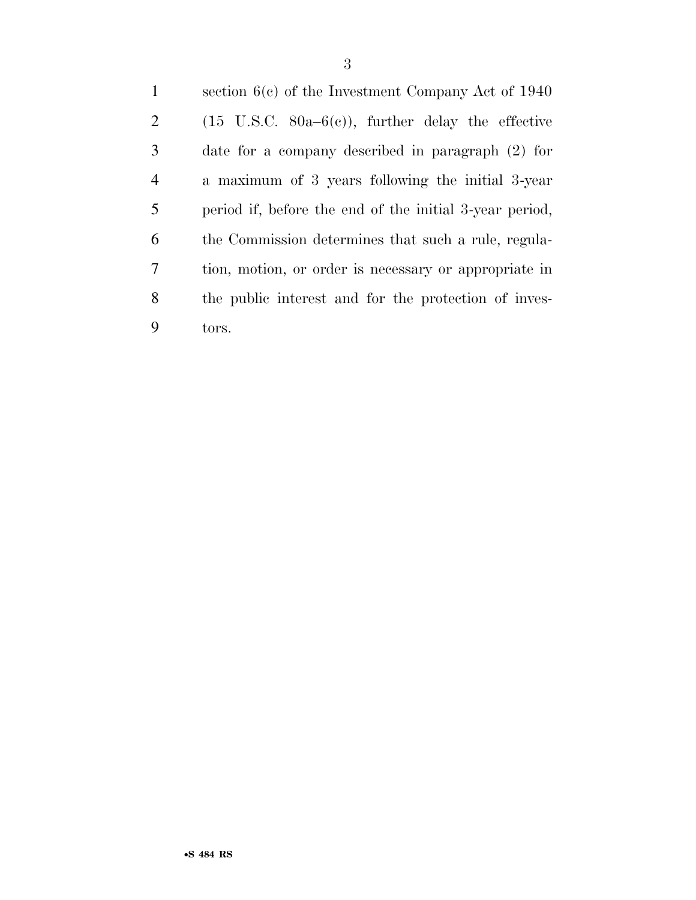section 6(c) of the Investment Company Act of 1940 (15 U.S.C. 80a–6(c)), further delay the effective date for a company described in paragraph (2) for a maximum of 3 years following the initial 3-year period if, before the end of the initial 3-year period, the Commission determines that such a rule, regulation, motion, or order is necessary or appropriate in the public interest and for the protection of investors.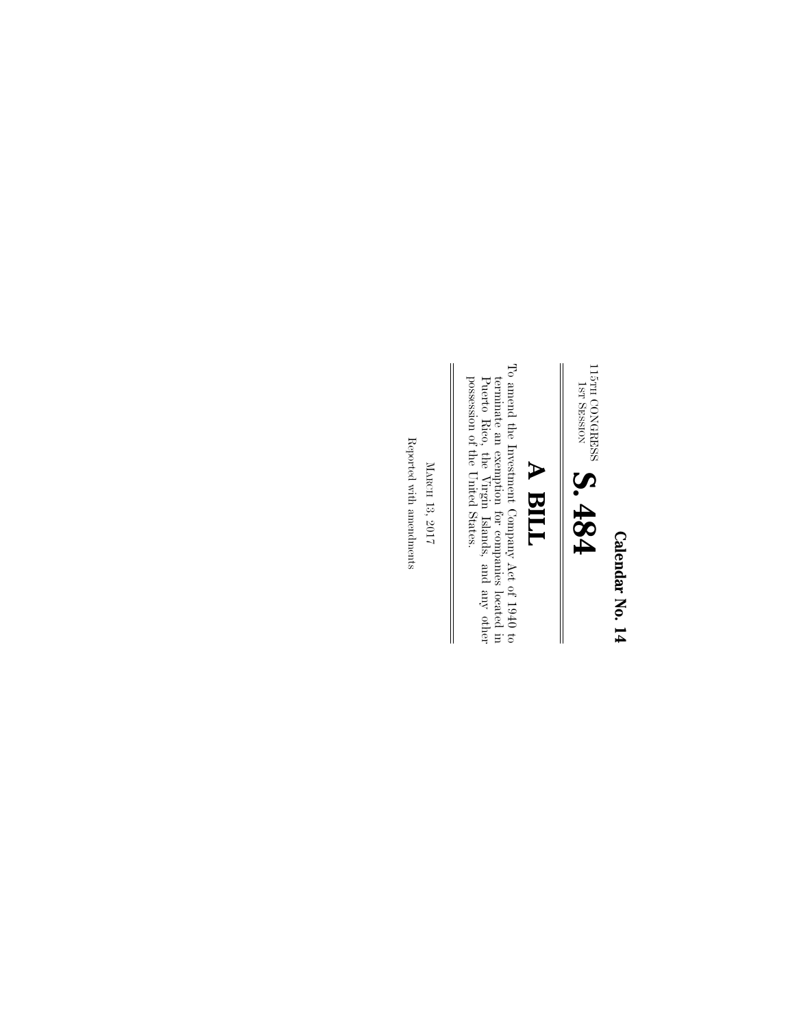**Calendar No. 14**

115TH CONGRESS
1ST SESSION

# S. 484

# A BILL

To amend the Investment Company Act of 1940 to terminate an exemption for companies located in Puerto Rico, the Virgin Islands, and any other possession of the United States.

MARCH 13, 2017

Reported with amendments